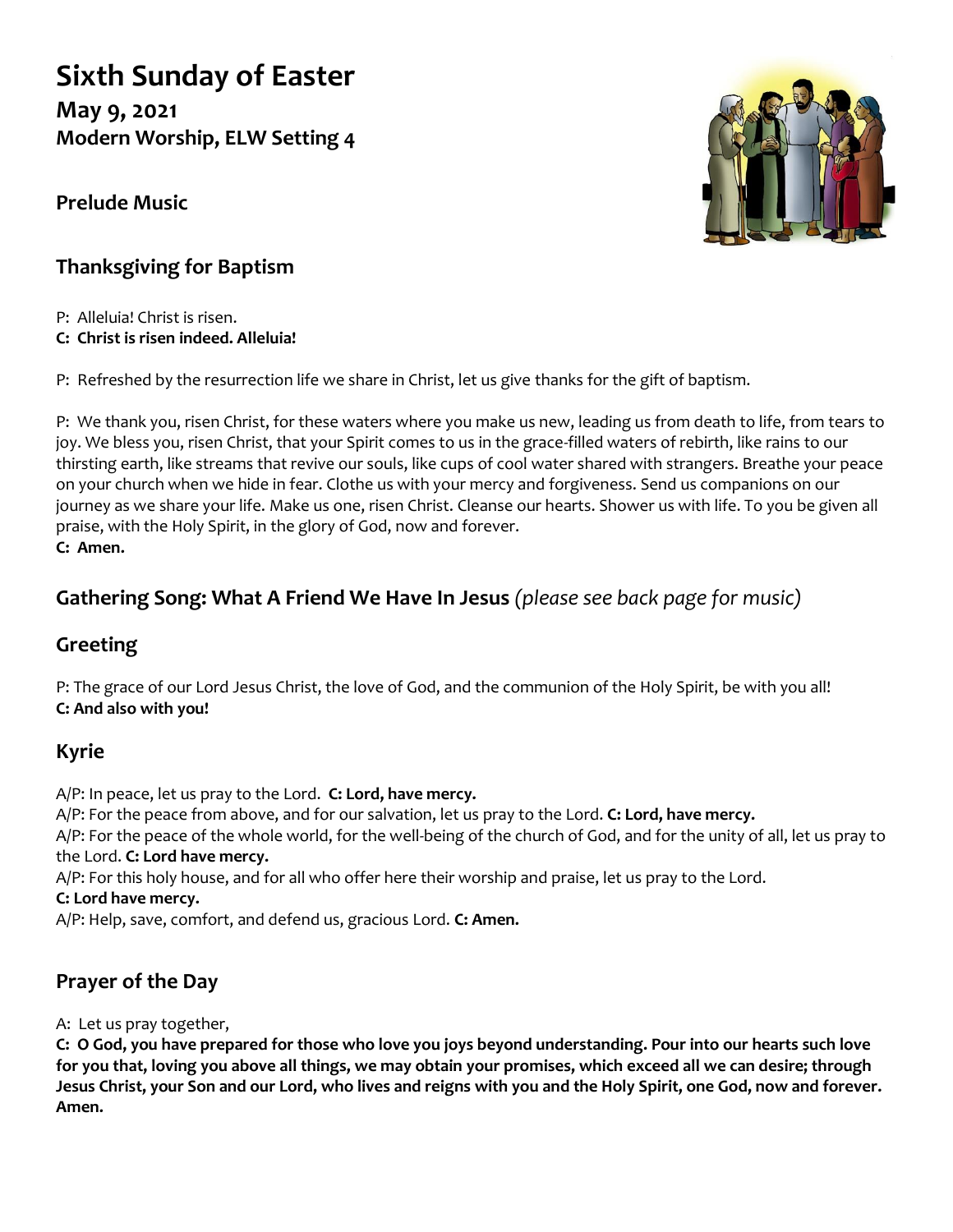# Sixth Sunday of Easter

**May 9, 2021**
**Modern Worship, ELW Setting 4**

## Prelude Music

## Thanksgiving for Baptism

P: Alleluia! Christ is risen.
**C: Christ is risen indeed. Alleluia!**

P: Refreshed by the resurrection life we share in Christ, let us give thanks for the gift of baptism.

P: We thank you, risen Christ, for these waters where you make us new, leading us from death to life, from tears to joy. We bless you, risen Christ, that your Spirit comes to us in the grace-filled waters of rebirth, like rains to our thirsting earth, like streams that revive our souls, like cups of cool water shared with strangers. Breathe your peace on your church when we hide in fear. Clothe us with your mercy and forgiveness. Send us companions on our journey as we share your life. Make us one, risen Christ. Cleanse our hearts. Shower us with life. To you be given all praise, with the Holy Spirit, in the glory of God, now and forever.
**C: Amen.**

## Gathering Song: What A Friend We Have In Jesus *(please see back page for music)*

## Greeting

P: The grace of our Lord Jesus Christ, the love of God, and the communion of the Holy Spirit, be with you all!
**C: And also with you!**

## Kyrie

A/P: In peace, let us pray to the Lord. **C: Lord, have mercy.**
A/P: For the peace from above, and for our salvation, let us pray to the Lord. **C: Lord, have mercy.**
A/P: For the peace of the whole world, for the well-being of the church of God, and for the unity of all, let us pray to the Lord. **C: Lord have mercy.**
A/P: For this holy house, and for all who offer here their worship and praise, let us pray to the Lord.
**C: Lord have mercy.**
A/P: Help, save, comfort, and defend us, gracious Lord. **C: Amen.**

## Prayer of the Day

A: Let us pray together,
**C: O God, you have prepared for those who love you joys beyond understanding. Pour into our hearts such love for you that, loving you above all things, we may obtain your promises, which exceed all we can desire; through Jesus Christ, your Son and our Lord, who lives and reigns with you and the Holy Spirit, one God, now and forever. Amen.**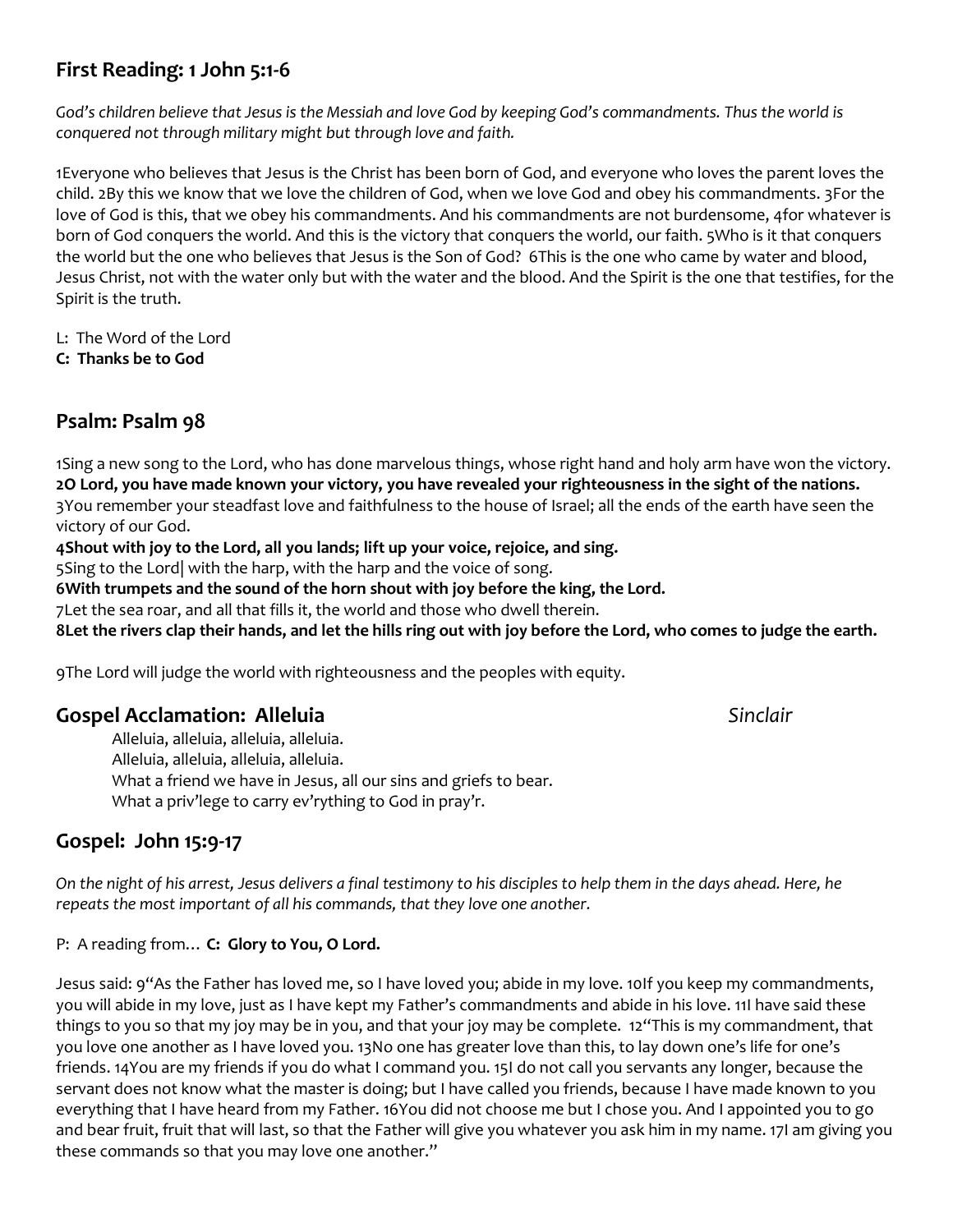## First Reading: 1 John 5:1-6

*God's children believe that Jesus is the Messiah and love God by keeping God's commandments. Thus the world is conquered not through military might but through love and faith.*

1Everyone who believes that Jesus is the Christ has been born of God, and everyone who loves the parent loves the child. 2By this we know that we love the children of God, when we love God and obey his commandments. 3For the love of God is this, that we obey his commandments. And his commandments are not burdensome, 4for whatever is born of God conquers the world. And this is the victory that conquers the world, our faith. 5Who is it that conquers the world but the one who believes that Jesus is the Son of God? 6This is the one who came by water and blood, Jesus Christ, not with the water only but with the water and the blood. And the Spirit is the one that testifies, for the Spirit is the truth.

L: The Word of the Lord
**C: Thanks be to God**

## Psalm: Psalm 98

1Sing a new song to the Lord, who has done marvelous things, whose right hand and holy arm have won the victory.
**2O Lord, you have made known your victory, you have revealed your righteousness in the sight of the nations.**
3You remember your steadfast love and faithfulness to the house of Israel; all the ends of the earth have seen the victory of our God.
**4Shout with joy to the Lord, all you lands; lift up your voice, rejoice, and sing.**
5Sing to the Lord| with the harp, with the harp and the voice of song.
**6With trumpets and the sound of the horn shout with joy before the king, the Lord.**
7Let the sea roar, and all that fills it, the world and those who dwell therein.
**8Let the rivers clap their hands, and let the hills ring out with joy before the Lord, who comes to judge the earth.**

9The Lord will judge the world with righteousness and the peoples with equity.

## Gospel Acclamation: Alleluia *Sinclair*

Alleluia, alleluia, alleluia, alleluia.
Alleluia, alleluia, alleluia, alleluia.
What a friend we have in Jesus, all our sins and griefs to bear.
What a priv'lege to carry ev'rything to God in pray'r.

## Gospel: John 15:9-17

*On the night of his arrest, Jesus delivers a final testimony to his disciples to help them in the days ahead. Here, he repeats the most important of all his commands, that they love one another.*

P: A reading from… **C: Glory to You, O Lord.**

Jesus said: 9"As the Father has loved me, so I have loved you; abide in my love. 10If you keep my commandments, you will abide in my love, just as I have kept my Father's commandments and abide in his love. 11I have said these things to you so that my joy may be in you, and that your joy may be complete. 12"This is my commandment, that you love one another as I have loved you. 13No one has greater love than this, to lay down one's life for one's friends. 14You are my friends if you do what I command you. 15I do not call you servants any longer, because the servant does not know what the master is doing; but I have called you friends, because I have made known to you everything that I have heard from my Father. 16You did not choose me but I chose you. And I appointed you to go and bear fruit, fruit that will last, so that the Father will give you whatever you ask him in my name. 17I am giving you these commands so that you may love one another."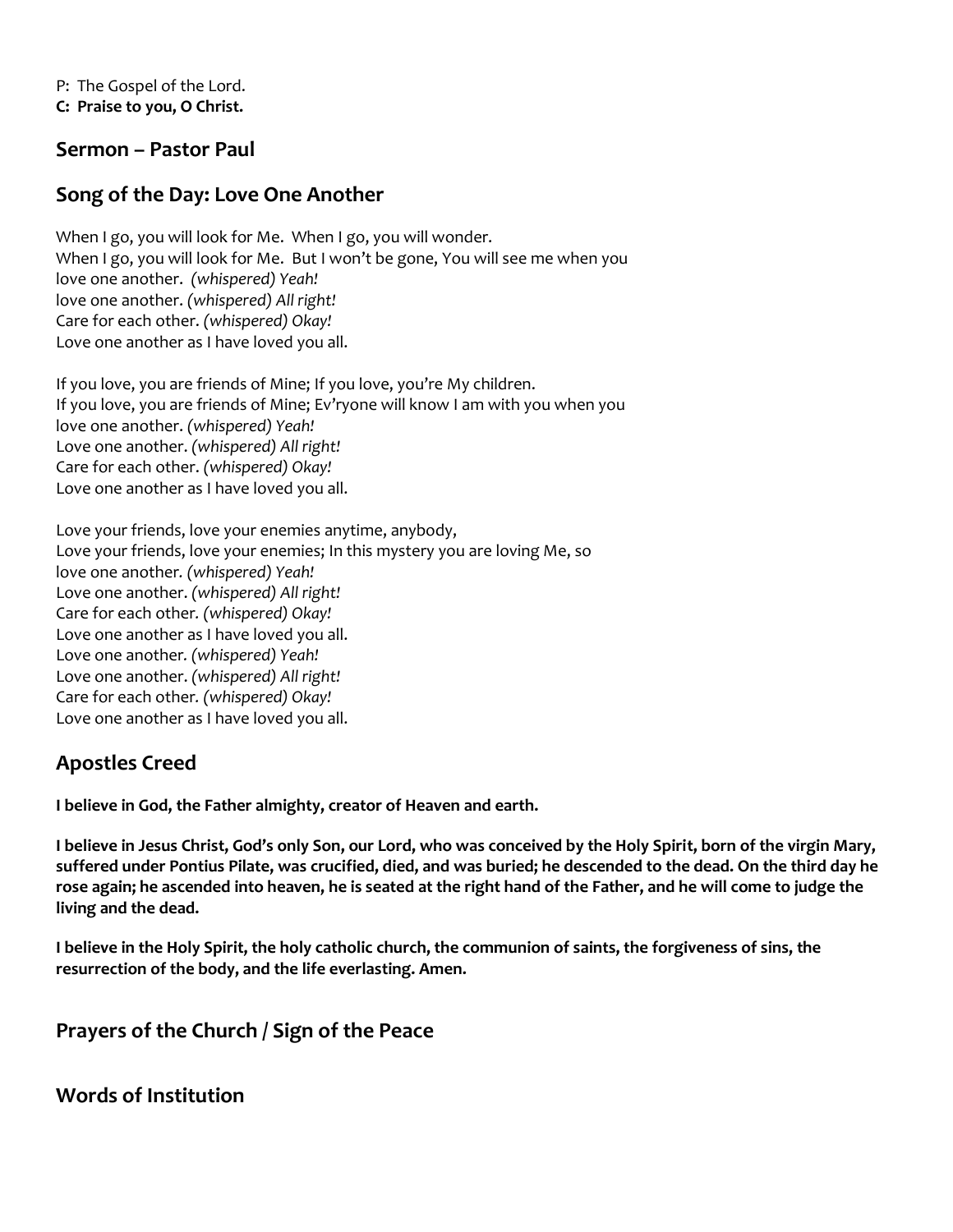P: The Gospel of the Lord.
**C: Praise to you, O Christ.**

## Sermon – Pastor Paul

## Song of the Day: Love One Another

When I go, you will look for Me. When I go, you will wonder.
When I go, you will look for Me. But I won't be gone, You will see me when you
love one another. *(whispered) Yeah!*
love one another. *(whispered) All right!*
Care for each other. *(whispered) Okay!*
Love one another as I have loved you all.

If you love, you are friends of Mine; If you love, you're My children.
If you love, you are friends of Mine; Ev'ryone will know I am with you when you
love one another. *(whispered) Yeah!*
Love one another. *(whispered) All right!*
Care for each other. *(whispered) Okay!*
Love one another as I have loved you all.

Love your friends, love your enemies anytime, anybody,
Love your friends, love your enemies; In this mystery you are loving Me, so
love one another. *(whispered) Yeah!*
Love one another. *(whispered) All right!*
Care for each other. *(whispered) Okay!*
Love one another as I have loved you all.
Love one another. *(whispered) Yeah!*
Love one another. *(whispered) All right!*
Care for each other. *(whispered) Okay!*
Love one another as I have loved you all.

## Apostles Creed

**I believe in God, the Father almighty, creator of Heaven and earth.**

**I believe in Jesus Christ, God's only Son, our Lord, who was conceived by the Holy Spirit, born of the virgin Mary, suffered under Pontius Pilate, was crucified, died, and was buried; he descended to the dead. On the third day he rose again; he ascended into heaven, he is seated at the right hand of the Father, and he will come to judge the living and the dead.**

**I believe in the Holy Spirit, the holy catholic church, the communion of saints, the forgiveness of sins, the resurrection of the body, and the life everlasting. Amen.**

## Prayers of the Church / Sign of the Peace

## Words of Institution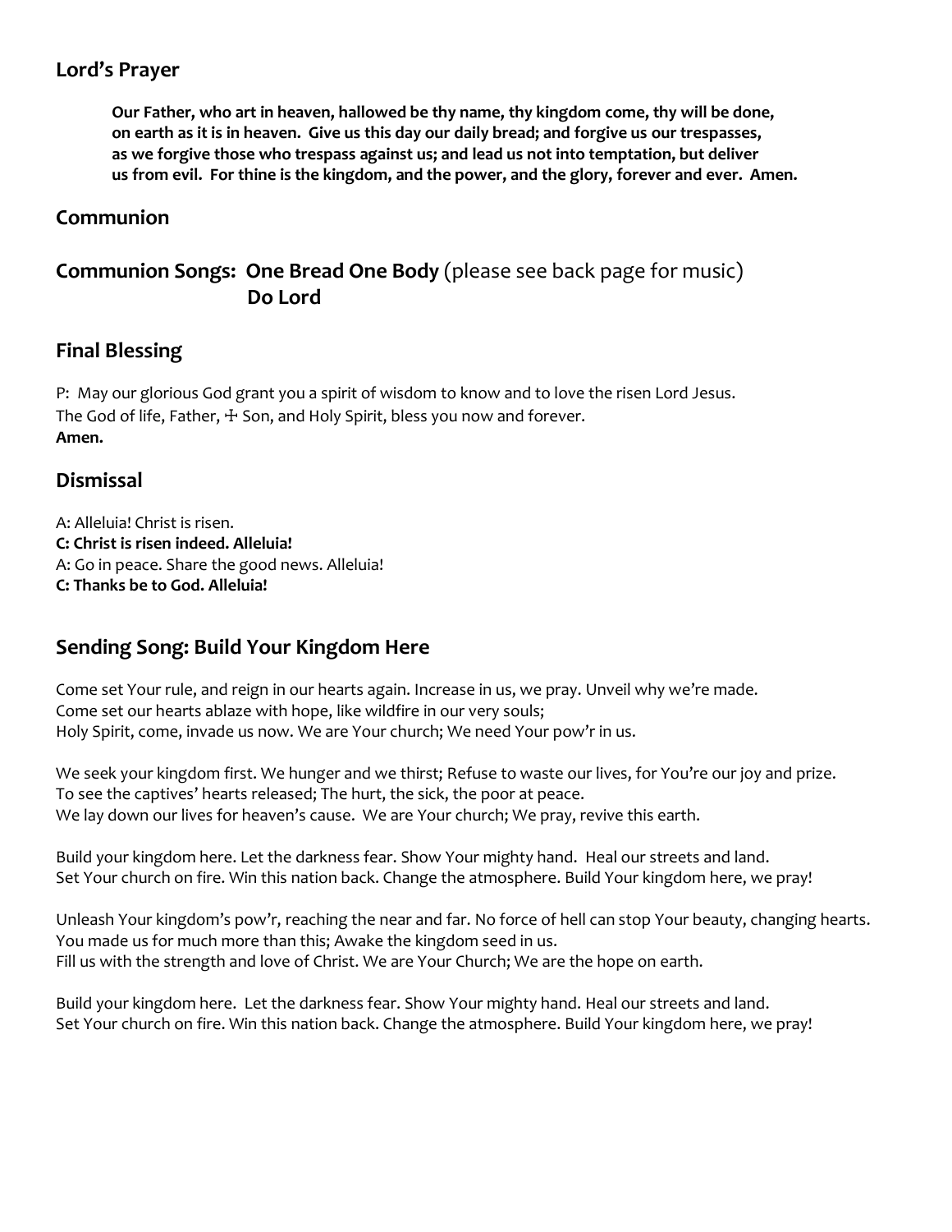## Lord's Prayer

**Our Father, who art in heaven, hallowed be thy name, thy kingdom come, thy will be done, on earth as it is in heaven. Give us this day our daily bread; and forgive us our trespasses, as we forgive those who trespass against us; and lead us not into temptation, but deliver us from evil. For thine is the kingdom, and the power, and the glory, forever and ever. Amen.**

## Communion

## Communion Songs: One Bread One Body (please see back page for music)
## Do Lord

## Final Blessing

P: May our glorious God grant you a spirit of wisdom to know and to love the risen Lord Jesus.
The God of life, Father, ☩ Son, and Holy Spirit, bless you now and forever.
**Amen.**

## Dismissal

A: Alleluia! Christ is risen.
**C: Christ is risen indeed. Alleluia!**
A: Go in peace. Share the good news. Alleluia!
**C: Thanks be to God. Alleluia!**

## Sending Song: Build Your Kingdom Here

Come set Your rule, and reign in our hearts again. Increase in us, we pray. Unveil why we're made.
Come set our hearts ablaze with hope, like wildfire in our very souls;
Holy Spirit, come, invade us now. We are Your church; We need Your pow'r in us.

We seek your kingdom first. We hunger and we thirst; Refuse to waste our lives, for You're our joy and prize.
To see the captives' hearts released; The hurt, the sick, the poor at peace.
We lay down our lives for heaven's cause. We are Your church; We pray, revive this earth.

Build your kingdom here. Let the darkness fear. Show Your mighty hand. Heal our streets and land.
Set Your church on fire. Win this nation back. Change the atmosphere. Build Your kingdom here, we pray!

Unleash Your kingdom's pow'r, reaching the near and far. No force of hell can stop Your beauty, changing hearts.
You made us for much more than this; Awake the kingdom seed in us.
Fill us with the strength and love of Christ. We are Your Church; We are the hope on earth.

Build your kingdom here. Let the darkness fear. Show Your mighty hand. Heal our streets and land.
Set Your church on fire. Win this nation back. Change the atmosphere. Build Your kingdom here, we pray!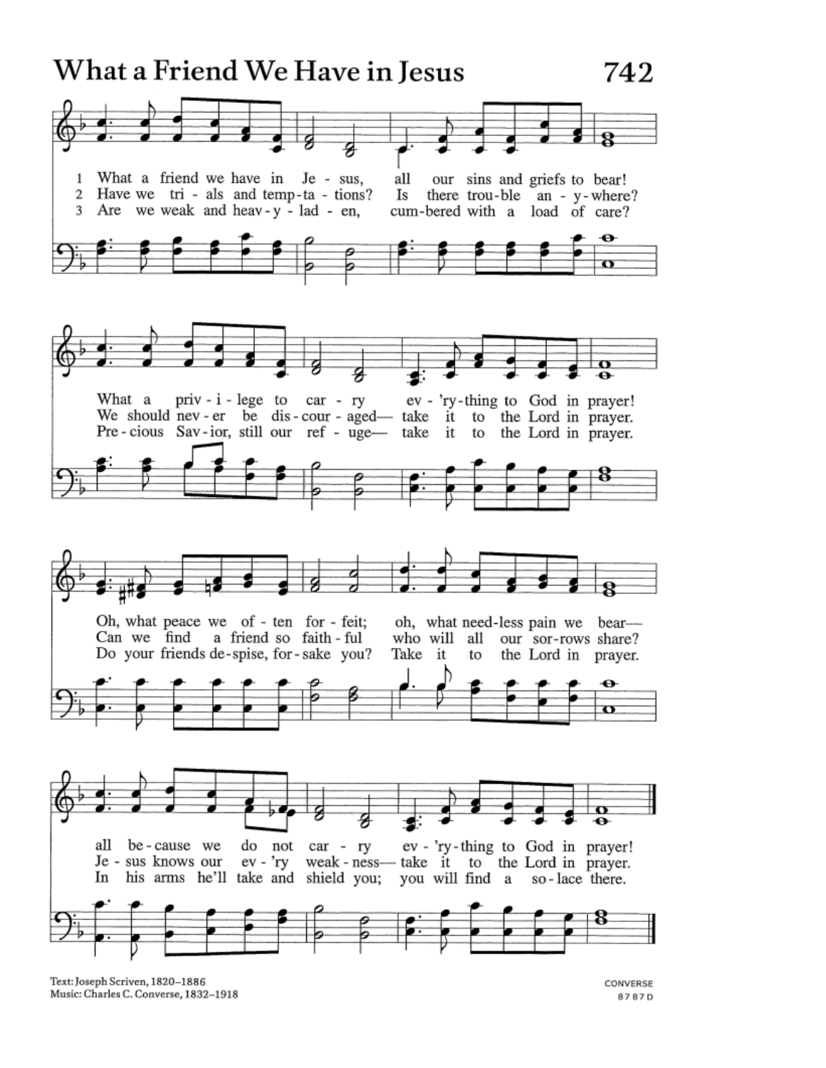# What a Friend We Have in Jesus

742

1 What a friend we have in Jesus,
all our sins and griefs to bear!
What a privilege to carry
ev'rything to God in prayer!
Oh, what peace we often forfeit;
oh, what needless pain we bear—
all because we do not carry
ev'rything to God in prayer!

2 Have we trials and temptations?
Is there trouble anywhere?
We should never be discouraged—
take it to the Lord in prayer.
Can we find a friend so faithful
who will all our sorrows share?
Jesus knows our ev'ry weakness—
take it to the Lord in prayer.

3 Are we weak and heavy-laden,
cumbered with a load of care?
Precious Savior, still our refuge—
take it to the Lord in prayer.
Do your friends despise, forsake you?
Take it to the Lord in prayer.
In his arms he'll take and shield you;
you will find a solace there.

Text: Joseph Scriven, 1820–1886
Music: Charles C. Converse, 1832–1918

CONVERSE
87 87 D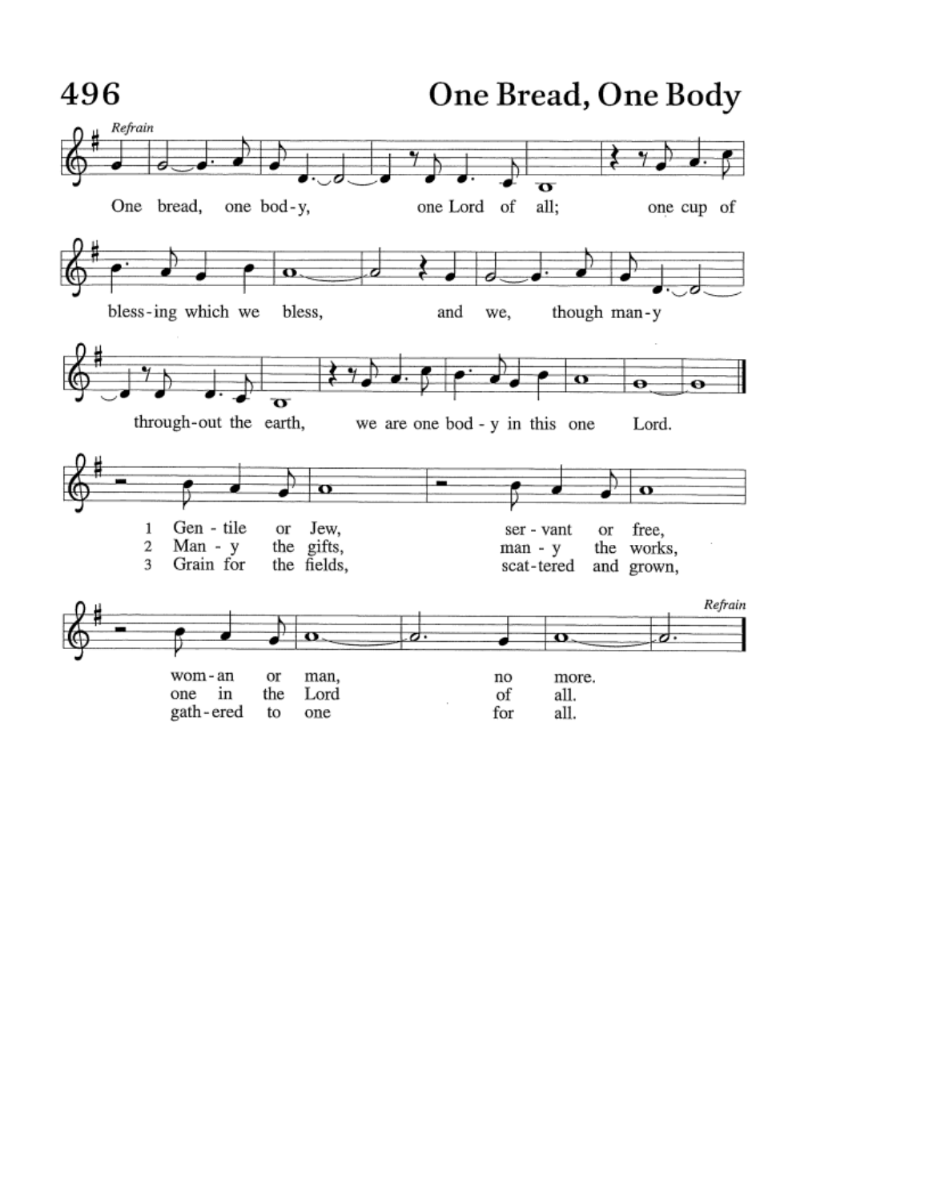# 496 One Bread, One Body

*Refrain*

One bread, one body, one Lord of all; one cup of blessing which we bless, and we, though many throughout the earth, we are one body in this one Lord.

1. Gentile or Jew, servant or free, woman or man, no more.
2. Many the gifts, many the works, one in the Lord of all.
3. Grain for the fields, scattered and grown, gathered to one for all.

*Refrain*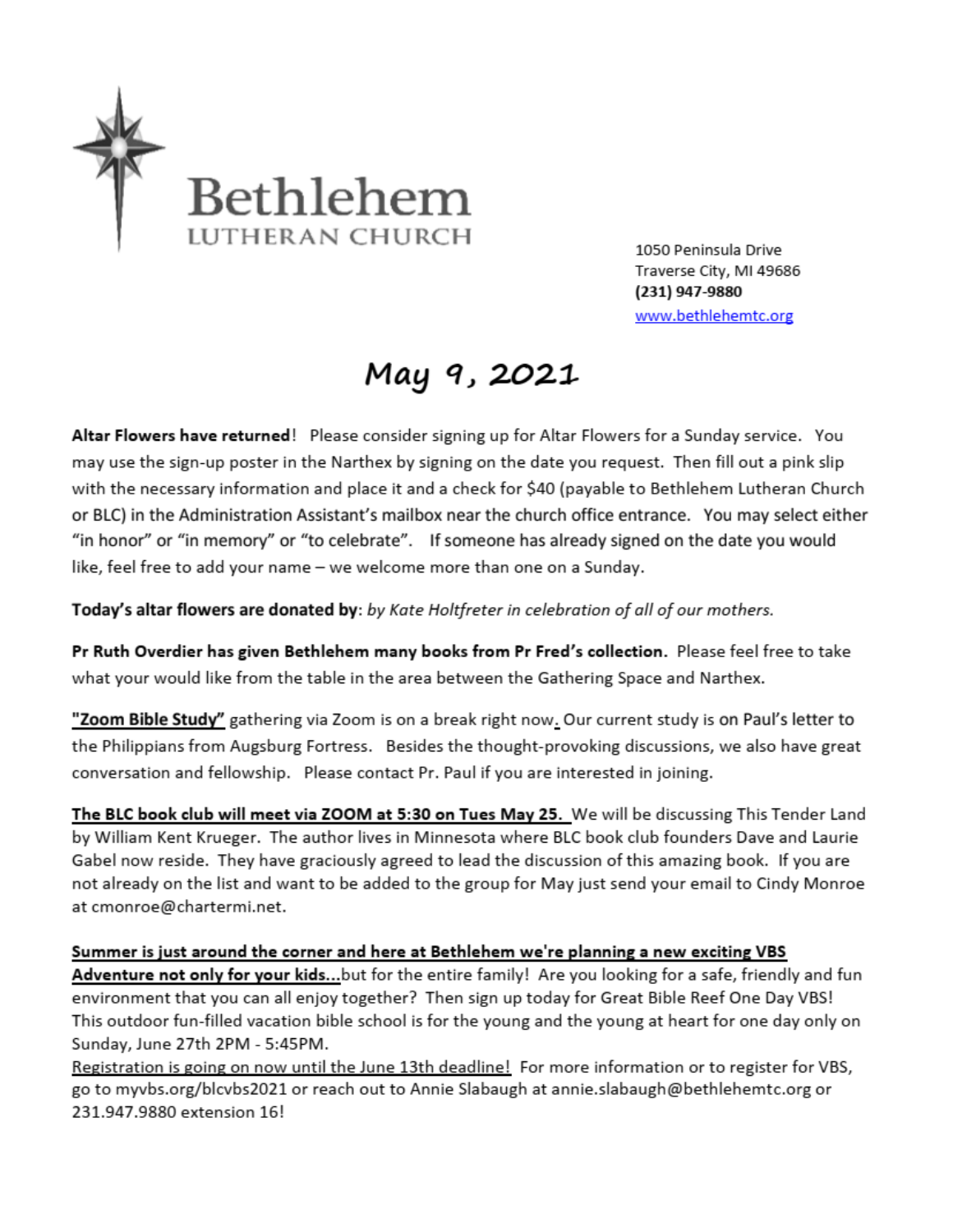# Bethlehem
LUTHERAN CHURCH

1050 Peninsula Drive
Traverse City, MI 49686
**(231) 947-9880**
www.bethlehemtc.org

# May 9, 2021

**Altar Flowers have returned**! Please consider signing up for Altar Flowers for a Sunday service. You may use the sign-up poster in the Narthex by signing on the date you request. Then fill out a pink slip with the necessary information and place it and a check for $40 (payable to Bethlehem Lutheran Church or BLC) in the Administration Assistant's mailbox near the church office entrance. You may select either "in honor" or "in memory" or "to celebrate". If someone has already signed on the date you would like, feel free to add your name – we welcome more than one on a Sunday.

**Today's altar flowers are donated by**: *by Kate Holtfreter in celebration of all of our mothers.*

**Pr Ruth Overdier has given Bethlehem many books from Pr Fred's collection.** Please feel free to take what your would like from the table in the area between the Gathering Space and Narthex.

**"Zoom Bible Study"** gathering via Zoom is on a break right now. Our current study is on Paul's letter to the Philippians from Augsburg Fortress. Besides the thought-provoking discussions, we also have great conversation and fellowship. Please contact Pr. Paul if you are interested in joining.

**The BLC book club will meet via ZOOM at 5:30 on Tues May 25.** We will be discussing This Tender Land by William Kent Krueger. The author lives in Minnesota where BLC book club founders Dave and Laurie Gabel now reside. They have graciously agreed to lead the discussion of this amazing book. If you are not already on the list and want to be added to the group for May just send your email to Cindy Monroe at cmonroe@chartermi.net.

**Summer is just around the corner and here at Bethlehem we're planning a new exciting VBS Adventure not only for your kids...** but for the entire family! Are you looking for a safe, friendly and fun environment that you can all enjoy together? Then sign up today for Great Bible Reef One Day VBS! This outdoor fun-filled vacation bible school is for the young and the young at heart for one day only on Sunday, June 27th 2PM - 5:45PM.

Registration is going on now until the June 13th deadline! For more information or to register for VBS, go to myvbs.org/blcvbs2021 or reach out to Annie Slabaugh at annie.slabaugh@bethlehemtc.org or 231.947.9880 extension 16!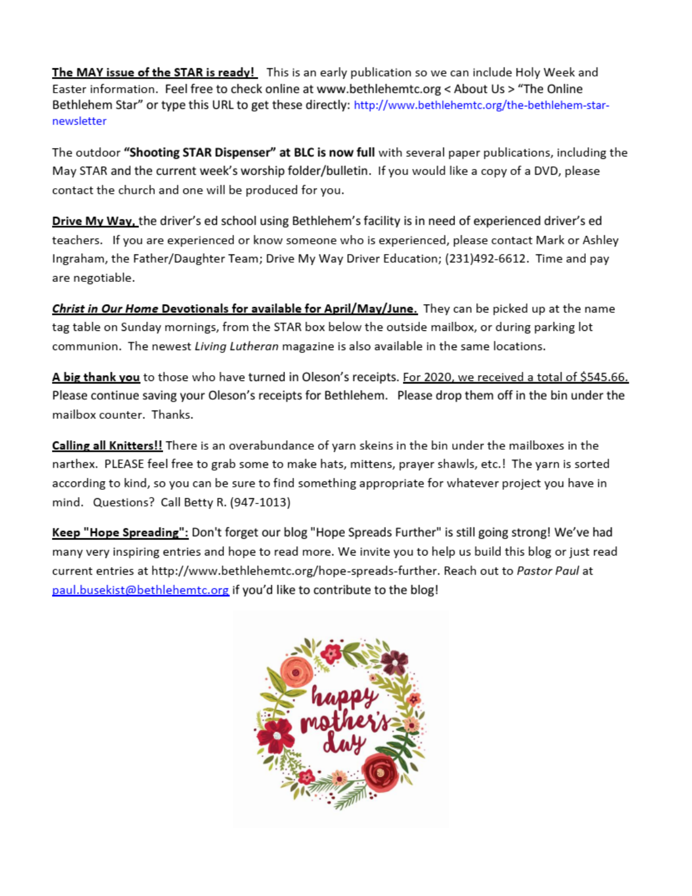**The MAY issue of the STAR is ready!** This is an early publication so we can include Holy Week and Easter information. Feel free to check online at www.bethlehemtc.org < About Us > "The Online Bethlehem Star" or type this URL to get these directly: http://www.bethlehemtc.org/the-bethlehem-star-newsletter

The outdoor **"Shooting STAR Dispenser" at BLC is now full** with several paper publications, including the May STAR and the current week's worship folder/bulletin. If you would like a copy of a DVD, please contact the church and one will be produced for you.

**Drive My Way,** the driver's ed school using Bethlehem's facility is in need of experienced driver's ed teachers. If you are experienced or know someone who is experienced, please contact Mark or Ashley Ingraham, the Father/Daughter Team; Drive My Way Driver Education; (231)492-6612. Time and pay are negotiable.

***Christ in Our Home* Devotionals for available for April/May/June.** They can be picked up at the name tag table on Sunday mornings, from the STAR box below the outside mailbox, or during parking lot communion. The newest *Living Lutheran* magazine is also available in the same locations.

**A big thank you** to those who have turned in Oleson's receipts. For 2020, we received a total of $545.66. Please continue saving your Oleson's receipts for Bethlehem. Please drop them off in the bin under the mailbox counter. Thanks.

**Calling all Knitters!!** There is an overabundance of yarn skeins in the bin under the mailboxes in the narthex. PLEASE feel free to grab some to make hats, mittens, prayer shawls, etc.! The yarn is sorted according to kind, so you can be sure to find something appropriate for whatever project you have in mind. Questions? Call Betty R. (947-1013)

**Keep "Hope Spreading":** Don't forget our blog "Hope Spreads Further" is still going strong! We've had many very inspiring entries and hope to read more. We invite you to help us build this blog or just read current entries at http://www.bethlehemtc.org/hope-spreads-further. Reach out to *Pastor Paul* at paul.busekist@bethlehemtc.org if you'd like to contribute to the blog!

happy mother's day